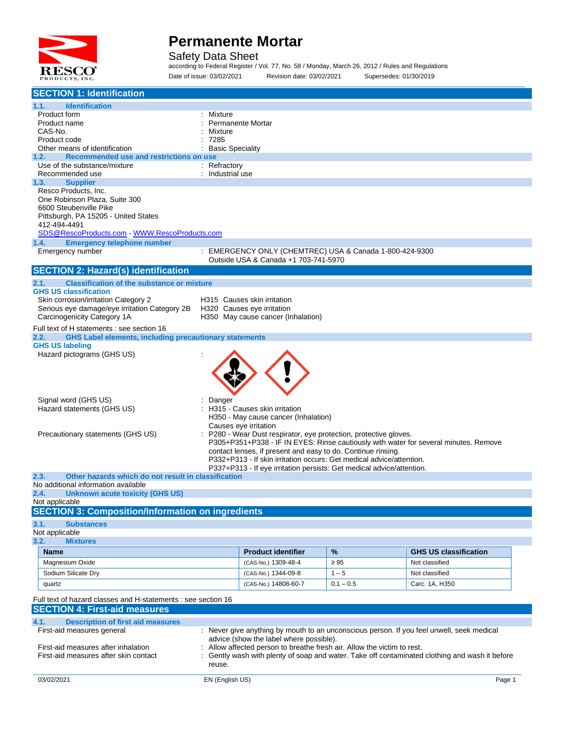# Permanente Mortar

Safety Data Sheet

according to Federal Register / Vol. 77, No. 58 / Monday, March 26, 2012 / Rules and Regulations

Date of issue: 03/02/2021 Revision date: 03/02/2021 Supersedes: 01/30/2019

## SECTION 1: Identification

### 1.1. Identification

Product form : Mixture
Product name : Permanente Mortar
CAS-No. : Mixture
Product code : 7285
Other means of identification : Basic Speciality

### 1.2. Recommended use and restrictions on use

Use of the substance/mixture : Refractory
Recommended use : Industrial use

### 1.3. Supplier

Resco Products, Inc.
One Robinson Plaza, Suite 300
6600 Steubenville Pike
Pittsburgh, PA 15205 - United States
412-494-4491
SDS@RescoProducts.com - WWW.RescoProducts.com

### 1.4. Emergency telephone number

Emergency number : EMERGENCY ONLY (CHEMTREC) USA & Canada 1-800-424-9300
Outside USA & Canada +1 703-741-5970

## SECTION 2: Hazard(s) identification

### 2.1. Classification of the substance or mixture

**GHS US classification**

Skin corrosion/irritation Category 2 H315 Causes skin irritation
Serious eye damage/eye irritation Category 2B H320 Causes eye irritation
Carcinogenicity Category 1A H350 May cause cancer (Inhalation)

Full text of H statements : see section 16

### 2.2. GHS Label elements, including precautionary statements

**GHS US labeling**

Hazard pictograms (GHS US) :

Signal word (GHS US) : Danger

Hazard statements (GHS US) : H315 - Causes skin irritation
H350 - May cause cancer (Inhalation)
Causes eye irritation

Precautionary statements (GHS US) : P280 - Wear Dust respirator, eye protection, protective gloves.
P305+P351+P338 - IF IN EYES: Rinse cautiously with water for several minutes. Remove contact lenses, if present and easy to do. Continue rinsing.
P332+P313 - If skin irritation occurs: Get medical advice/attention.
P337+P313 - If eye irritation persists: Get medical advice/attention.

### 2.3. Other hazards which do not result in classification

No additional information available

### 2.4. Unknown acute toxicity (GHS US)

Not applicable

## SECTION 3: Composition/Information on ingredients

### 3.1. Substances

Not applicable

### 3.2. Mixtures

| Name | Product identifier | % | GHS US classification |
|---|---|---|---|
| Magnesium Oxide | (CAS-No.) 1309-48-4 | ≥ 95 | Not classified |
| Sodium Silicate Dry | (CAS-No.) 1344-09-8 | 1 – 5 | Not classified |
| quartz | (CAS-No.) 14808-60-7 | 0.1 – 0.5 | Carc. 1A, H350 |

Full text of hazard classes and H-statements : see section 16

## SECTION 4: First-aid measures

### 4.1. Description of first aid measures

First-aid measures general : Never give anything by mouth to an unconscious person. If you feel unwell, seek medical advice (show the label where possible).

First-aid measures after inhalation : Allow affected person to breathe fresh air. Allow the victim to rest.

First-aid measures after skin contact : Gently wash with plenty of soap and water. Take off contaminated clothing and wash it before reuse.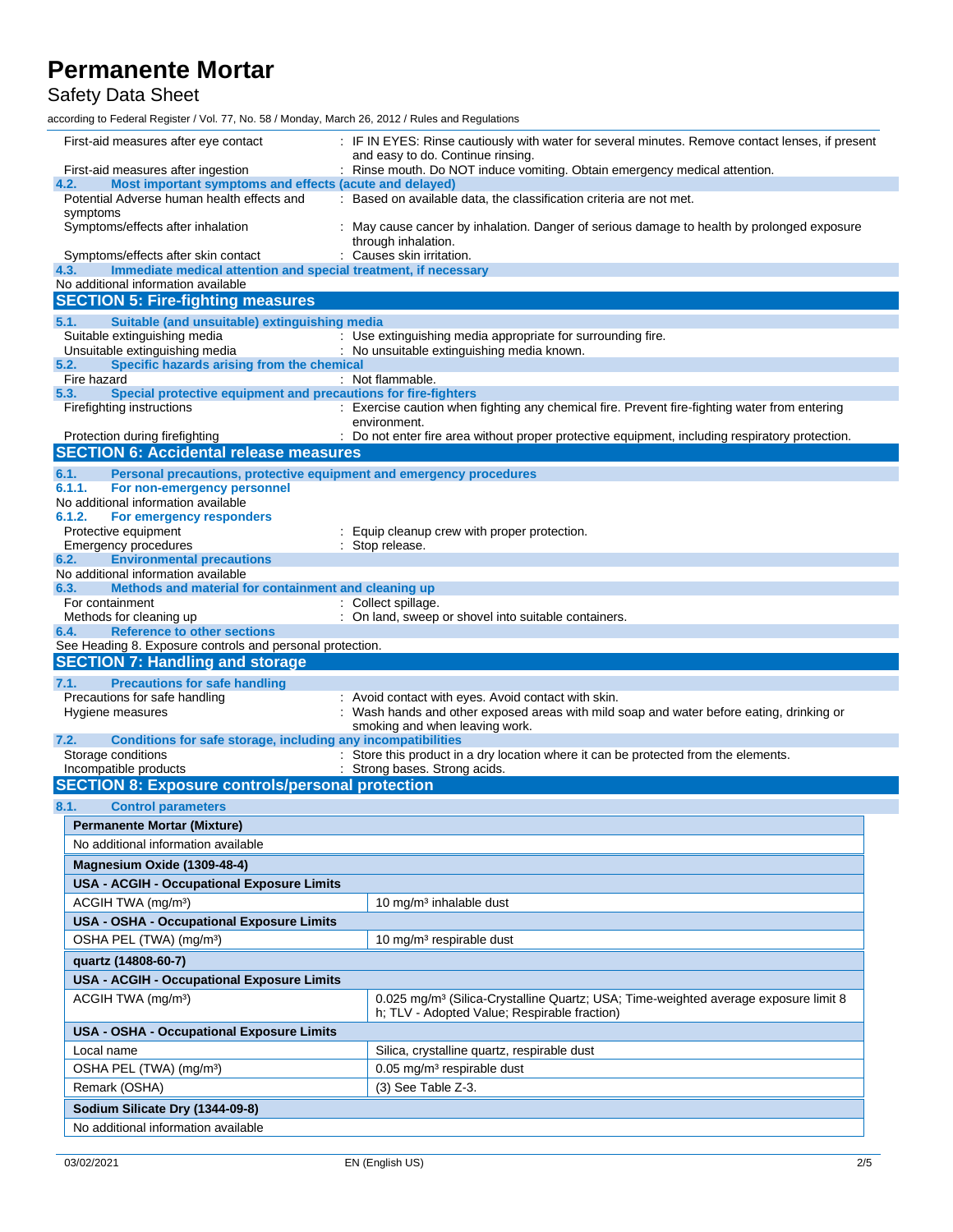| | |
|---|---|
| First-aid measures after eye contact | : IF IN EYES: Rinse cautiously with water for several minutes. Remove contact lenses, if present and easy to do. Continue rinsing. |
| First-aid measures after ingestion | : Rinse mouth. Do NOT induce vomiting. Obtain emergency medical attention. |

### 4.2. Most important symptoms and effects (acute and delayed)

| | |
|---|---|
| Potential Adverse human health effects and symptoms | : Based on available data, the classification criteria are not met. |
| Symptoms/effects after inhalation | : May cause cancer by inhalation. Danger of serious damage to health by prolonged exposure through inhalation. |
| Symptoms/effects after skin contact | : Causes skin irritation. |

### 4.3. Immediate medical attention and special treatment, if necessary

No additional information available

## SECTION 5: Fire-fighting measures

### 5.1. Suitable (and unsuitable) extinguishing media

| | |
|---|---|
| Suitable extinguishing media | : Use extinguishing media appropriate for surrounding fire. |
| Unsuitable extinguishing media | : No unsuitable extinguishing media known. |

### 5.2. Specific hazards arising from the chemical

| | |
|---|---|
| Fire hazard | : Not flammable. |

### 5.3. Special protective equipment and precautions for fire-fighters

| | |
|---|---|
| Firefighting instructions | : Exercise caution when fighting any chemical fire. Prevent fire-fighting water from entering environment. |
| Protection during firefighting | : Do not enter fire area without proper protective equipment, including respiratory protection. |

## SECTION 6: Accidental release measures

### 6.1. Personal precautions, protective equipment and emergency procedures

#### 6.1.1. For non-emergency personnel

No additional information available

#### 6.1.2. For emergency responders

| | |
|---|---|
| Protective equipment | : Equip cleanup crew with proper protection. |
| Emergency procedures | : Stop release. |

### 6.2. Environmental precautions

No additional information available

### 6.3. Methods and material for containment and cleaning up

| | |
|---|---|
| For containment | : Collect spillage. |
| Methods for cleaning up | : On land, sweep or shovel into suitable containers. |

### 6.4. Reference to other sections

See Heading 8. Exposure controls and personal protection.

## SECTION 7: Handling and storage

### 7.1. Precautions for safe handling

| | |
|---|---|
| Precautions for safe handling | : Avoid contact with eyes. Avoid contact with skin. |
| Hygiene measures | : Wash hands and other exposed areas with mild soap and water before eating, drinking or smoking and when leaving work. |

### 7.2. Conditions for safe storage, including any incompatibilities

| | |
|---|---|
| Storage conditions | : Store this product in a dry location where it can be protected from the elements. |
| Incompatible products | : Strong bases. Strong acids. |

## SECTION 8: Exposure controls/personal protection

### 8.1. Control parameters

| **Permanente Mortar (Mixture)** | |
|---|---|
| No additional information available | |
| **Magnesium Oxide (1309-48-4)** | |
| **USA - ACGIH - Occupational Exposure Limits** | |
| ACGIH TWA (mg/m³) | 10 mg/m³ inhalable dust |
| **USA - OSHA - Occupational Exposure Limits** | |
| OSHA PEL (TWA) (mg/m³) | 10 mg/m³ respirable dust |
| **quartz (14808-60-7)** | |
| **USA - ACGIH - Occupational Exposure Limits** | |
| ACGIH TWA (mg/m³) | 0.025 mg/m³ (Silica-Crystalline Quartz; USA; Time-weighted average exposure limit 8 h; TLV - Adopted Value; Respirable fraction) |
| **USA - OSHA - Occupational Exposure Limits** | |
| Local name | Silica, crystalline quartz, respirable dust |
| OSHA PEL (TWA) (mg/m³) | 0.05 mg/m³ respirable dust |
| Remark (OSHA) | (3) See Table Z-3. |
| **Sodium Silicate Dry (1344-09-8)** | |
| No additional information available | |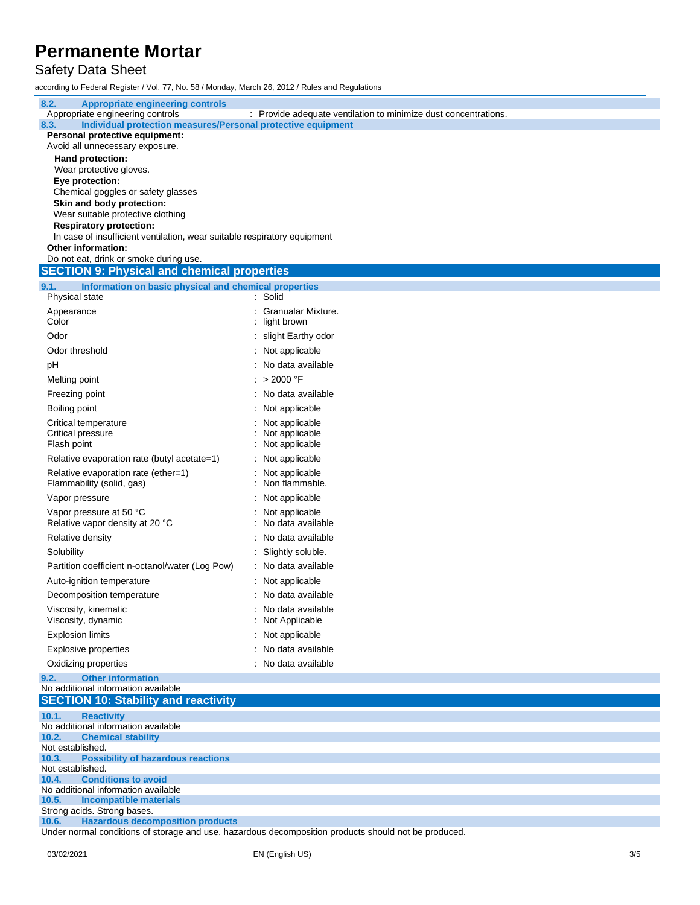### 8.2. Appropriate engineering controls

Appropriate engineering controls : Provide adequate ventilation to minimize dust concentrations.

### 8.3. Individual protection measures/Personal protective equipment

**Personal protective equipment:**

Avoid all unnecessary exposure.

**Hand protection:**

Wear protective gloves.

**Eye protection:**

Chemical goggles or safety glasses

**Skin and body protection:**

Wear suitable protective clothing

**Respiratory protection:**

In case of insufficient ventilation, wear suitable respiratory equipment

**Other information:**

Do not eat, drink or smoke during use.

## SECTION 9: Physical and chemical properties

### 9.1. Information on basic physical and chemical properties

| Property | Value |
|---|---|
| Physical state | Solid |
| Appearance | Granualar Mixture. |
| Color | light brown |
| Odor | slight Earthy odor |
| Odor threshold | Not applicable |
| pH | No data available |
| Melting point | > 2000 °F |
| Freezing point | No data available |
| Boiling point | Not applicable |
| Critical temperature | Not applicable |
| Critical pressure | Not applicable |
| Flash point | Not applicable |
| Relative evaporation rate (butyl acetate=1) | Not applicable |
| Relative evaporation rate (ether=1) | Not applicable |
| Flammability (solid, gas) | Non flammable. |
| Vapor pressure | Not applicable |
| Vapor pressure at 50 °C | Not applicable |
| Relative vapor density at 20 °C | No data available |
| Relative density | No data available |
| Solubility | Slightly soluble. |
| Partition coefficient n-octanol/water (Log Pow) | No data available |
| Auto-ignition temperature | Not applicable |
| Decomposition temperature | No data available |
| Viscosity, kinematic | No data available |
| Viscosity, dynamic | Not Applicable |
| Explosion limits | Not applicable |
| Explosive properties | No data available |
| Oxidizing properties | No data available |

### 9.2. Other information

No additional information available

## SECTION 10: Stability and reactivity

### 10.1. Reactivity

No additional information available

### 10.2. Chemical stability

Not established.

### 10.3. Possibility of hazardous reactions

Not established.

### 10.4. Conditions to avoid

No additional information available

### 10.5. Incompatible materials

Strong acids. Strong bases.

### 10.6. Hazardous decomposition products

Under normal conditions of storage and use, hazardous decomposition products should not be produced.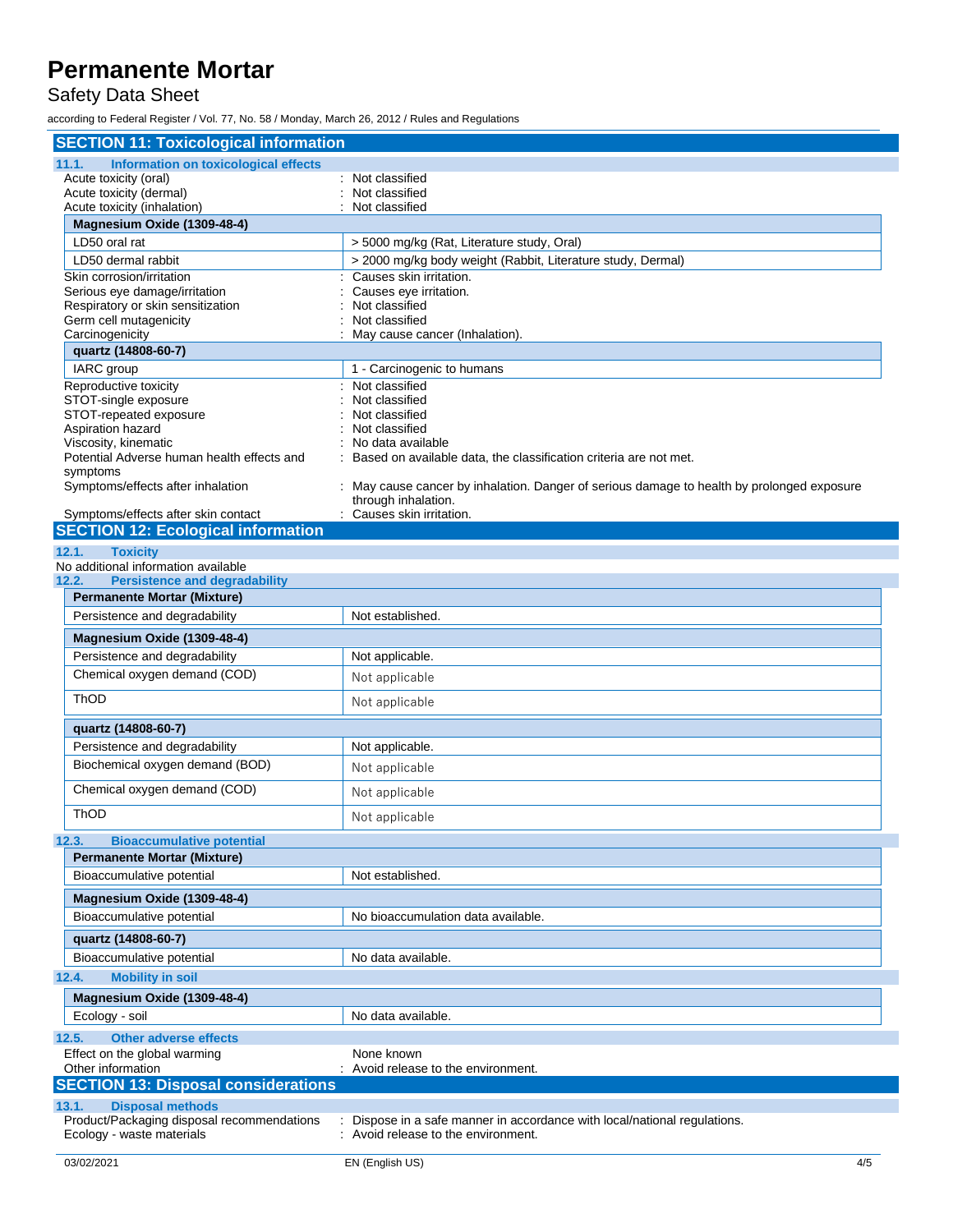## SECTION 11: Toxicological information

### 11.1. Information on toxicological effects

Acute toxicity (oral) : Not classified
Acute toxicity (dermal) : Not classified
Acute toxicity (inhalation) : Not classified

| Magnesium Oxide (1309-48-4) | |
|---|---|
| LD50 oral rat | > 5000 mg/kg (Rat, Literature study, Oral) |
| LD50 dermal rabbit | > 2000 mg/kg body weight (Rabbit, Literature study, Dermal) |

Skin corrosion/irritation : Causes skin irritation.
Serious eye damage/irritation : Causes eye irritation.
Respiratory or skin sensitization : Not classified
Germ cell mutagenicity : Not classified
Carcinogenicity : May cause cancer (Inhalation).

| quartz (14808-60-7) | |
|---|---|
| IARC group | 1 - Carcinogenic to humans |

Reproductive toxicity : Not classified
STOT-single exposure : Not classified
STOT-repeated exposure : Not classified
Aspiration hazard : Not classified
Viscosity, kinematic : No data available
Potential Adverse human health effects and symptoms : Based on available data, the classification criteria are not met.
Symptoms/effects after inhalation : May cause cancer by inhalation. Danger of serious damage to health by prolonged exposure through inhalation.
Symptoms/effects after skin contact : Causes skin irritation.

## SECTION 12: Ecological information

### 12.1. Toxicity

No additional information available

### 12.2. Persistence and degradability

| Permanente Mortar (Mixture) | |
|---|---|
| Persistence and degradability | Not established. |

| Magnesium Oxide (1309-48-4) | |
|---|---|
| Persistence and degradability | Not applicable. |
| Chemical oxygen demand (COD) | Not applicable |
| ThOD | Not applicable |

| quartz (14808-60-7) | |
|---|---|
| Persistence and degradability | Not applicable. |
| Biochemical oxygen demand (BOD) | Not applicable |
| Chemical oxygen demand (COD) | Not applicable |
| ThOD | Not applicable |

### 12.3. Bioaccumulative potential

| Permanente Mortar (Mixture) | |
|---|---|
| Bioaccumulative potential | Not established. |

| Magnesium Oxide (1309-48-4) | |
|---|---|
| Bioaccumulative potential | No bioaccumulation data available. |

| quartz (14808-60-7) | |
|---|---|
| Bioaccumulative potential | No data available. |

### 12.4. Mobility in soil

| Magnesium Oxide (1309-48-4) | |
|---|---|
| Ecology - soil | No data available. |

### 12.5. Other adverse effects

Effect on the global warming None known
Other information : Avoid release to the environment.

## SECTION 13: Disposal considerations

### 13.1. Disposal methods

Product/Packaging disposal recommendations : Dispose in a safe manner in accordance with local/national regulations.
Ecology - waste materials : Avoid release to the environment.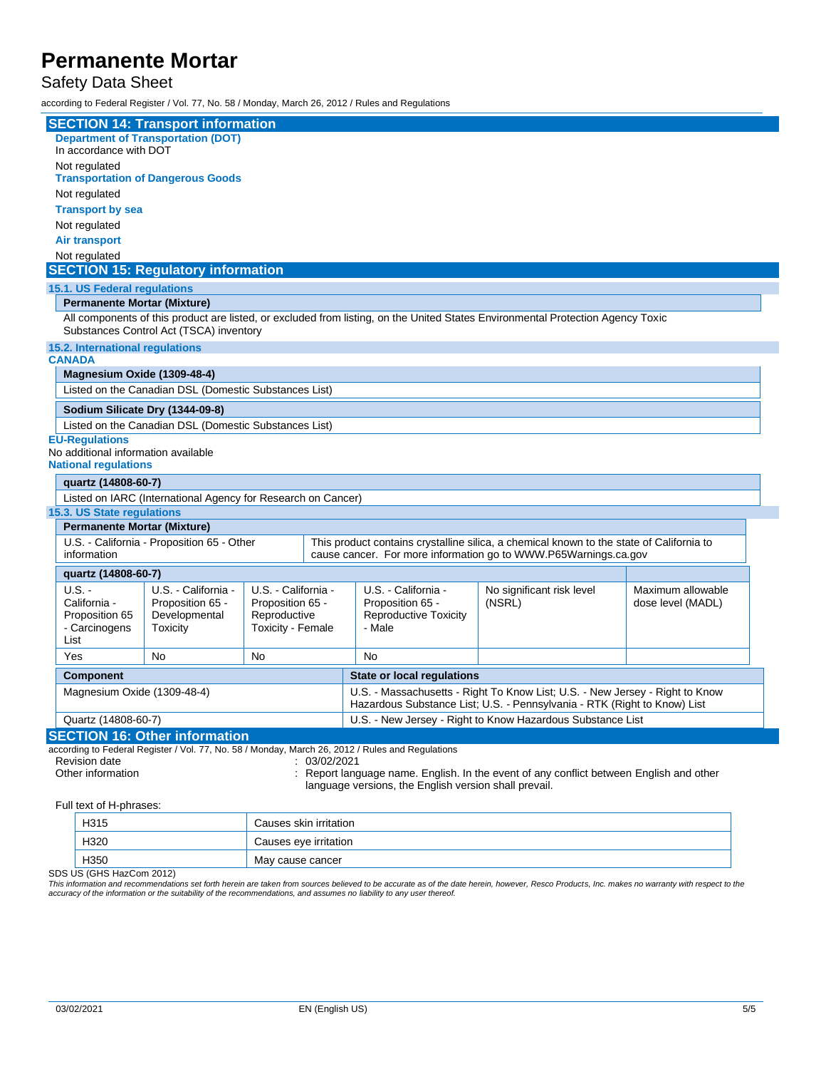# Permanente Mortar

Safety Data Sheet

according to Federal Register / Vol. 77, No. 58 / Monday, March 26, 2012 / Rules and Regulations

## SECTION 14: Transport information

**Department of Transportation (DOT)**

In accordance with DOT

Not regulated

**Transportation of Dangerous Goods**

Not regulated

**Transport by sea**

Not regulated

**Air transport**

Not regulated

## SECTION 15: Regulatory information

### 15.1. US Federal regulations

**Permanente Mortar (Mixture)**

All components of this product are listed, or excluded from listing, on the United States Environmental Protection Agency Toxic Substances Control Act (TSCA) inventory

### 15.2. International regulations

**CANADA**

**Magnesium Oxide (1309-48-4)**

Listed on the Canadian DSL (Domestic Substances List)

**Sodium Silicate Dry (1344-09-8)**

Listed on the Canadian DSL (Domestic Substances List)

**EU-Regulations**

No additional information available

**National regulations**

**quartz (14808-60-7)**

Listed on IARC (International Agency for Research on Cancer)

### 15.3. US State regulations

| Permanente Mortar (Mixture) | |
|---|---|
| U.S. - California - Proposition 65 - Other information | This product contains crystalline silica, a chemical known to the state of California to cause cancer. For more information go to WWW.P65Warnings.ca.gov |

**quartz (14808-60-7)**

| U.S. - California - Proposition 65 - Carcinogens List | U.S. - California - Proposition 65 - Developmental Toxicity | U.S. - California - Proposition 65 - Reproductive Toxicity - Female | U.S. - California - Proposition 65 - Reproductive Toxicity - Male | No significant risk level (NSRL) | Maximum allowable dose level (MADL) |
|---|---|---|---|---|---|
| Yes | No | No | No | | |

| Component | State or local regulations |
|---|---|
| Magnesium Oxide (1309-48-4) | U.S. - Massachusetts - Right To Know List; U.S. - New Jersey - Right to Know Hazardous Substance List; U.S. - Pennsylvania - RTK (Right to Know) List |
| Quartz (14808-60-7) | U.S. - New Jersey - Right to Know Hazardous Substance List |

## SECTION 16: Other information

according to Federal Register / Vol. 77, No. 58 / Monday, March 26, 2012 / Rules and Regulations

Revision date : 03/02/2021

Other information : Report language name. English. In the event of any conflict between English and other language versions, the English version shall prevail.

Full text of H-phrases:

| | |
|---|---|
| H315 | Causes skin irritation |
| H320 | Causes eye irritation |
| H350 | May cause cancer |

SDS US (GHS HazCom 2012)

*This information and recommendations set forth herein are taken from sources believed to be accurate as of the date herein, however, Resco Products, Inc. makes no warranty with respect to the accuracy of the information or the suitability of the recommendations, and assumes no liability to any user thereof.*